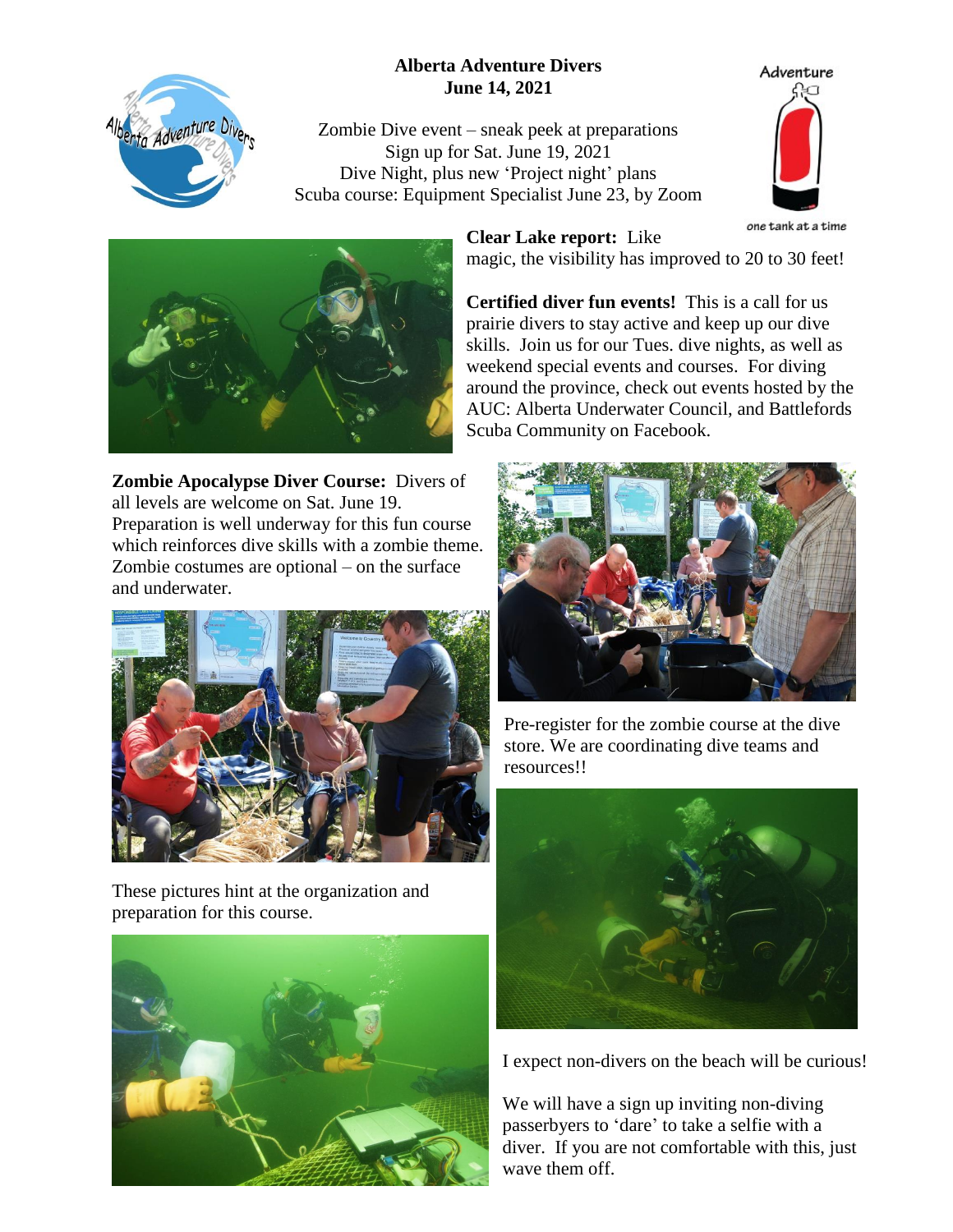**Alberta Adventure Divers**
**June 14, 2021**

Zombie Dive event – sneak peek at preparations
Sign up for Sat. June 19, 2021
Dive Night, plus new 'Project night' plans
Scuba course: Equipment Specialist June 23, by Zoom

**Clear Lake report:** Like magic, the visibility has improved to 20 to 30 feet!

**Certified diver fun events!** This is a call for us prairie divers to stay active and keep up our dive skills. Join us for our Tues. dive nights, as well as weekend special events and courses. For diving around the province, check out events hosted by the AUC: Alberta Underwater Council, and Battlefords Scuba Community on Facebook.

**Zombie Apocalypse Diver Course:** Divers of all levels are welcome on Sat. June 19. Preparation is well underway for this fun course which reinforces dive skills with a zombie theme. Zombie costumes are optional – on the surface and underwater.

These pictures hint at the organization and preparation for this course.

Pre-register for the zombie course at the dive store. We are coordinating dive teams and resources!!

I expect non-divers on the beach will be curious!

We will have a sign up inviting non-diving passerbyers to 'dare' to take a selfie with a diver. If you are not comfortable with this, just wave them off.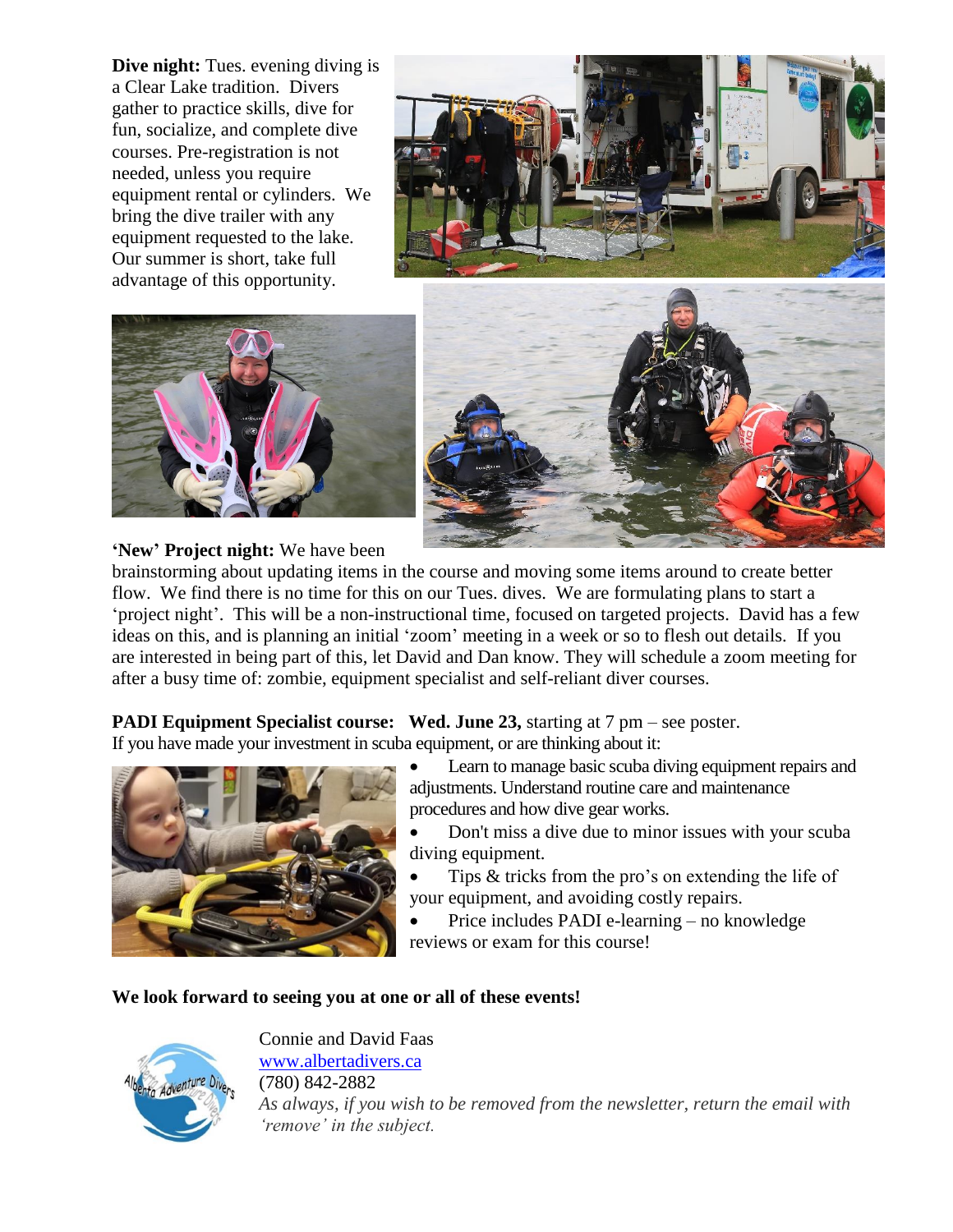**Dive night:** Tues. evening diving is a Clear Lake tradition. Divers gather to practice skills, dive for fun, socialize, and complete dive courses. Pre-registration is not needed, unless you require equipment rental or cylinders. We bring the dive trailer with any equipment requested to the lake. Our summer is short, take full advantage of this opportunity.

**'New' Project night:** We have been brainstorming about updating items in the course and moving some items around to create better flow. We find there is no time for this on our Tues. dives. We are formulating plans to start a 'project night'. This will be a non-instructional time, focused on targeted projects. David has a few ideas on this, and is planning an initial 'zoom' meeting in a week or so to flesh out details. If you are interested in being part of this, let David and Dan know. They will schedule a zoom meeting for after a busy time of: zombie, equipment specialist and self-reliant diver courses.

**PADI Equipment Specialist course: Wed. June 23,** starting at 7 pm – see poster.

If you have made your investment in scuba equipment, or are thinking about it:

- Learn to manage basic scuba diving equipment repairs and adjustments. Understand routine care and maintenance procedures and how dive gear works.
- Don't miss a dive due to minor issues with your scuba diving equipment.
- Tips & tricks from the pro's on extending the life of your equipment, and avoiding costly repairs.
- Price includes PADI e-learning – no knowledge reviews or exam for this course!

**We look forward to seeing you at one or all of these events!**

Connie and David Faas
www.albertadivers.ca
(780) 842-2882
*As always, if you wish to be removed from the newsletter, return the email with 'remove' in the subject.*